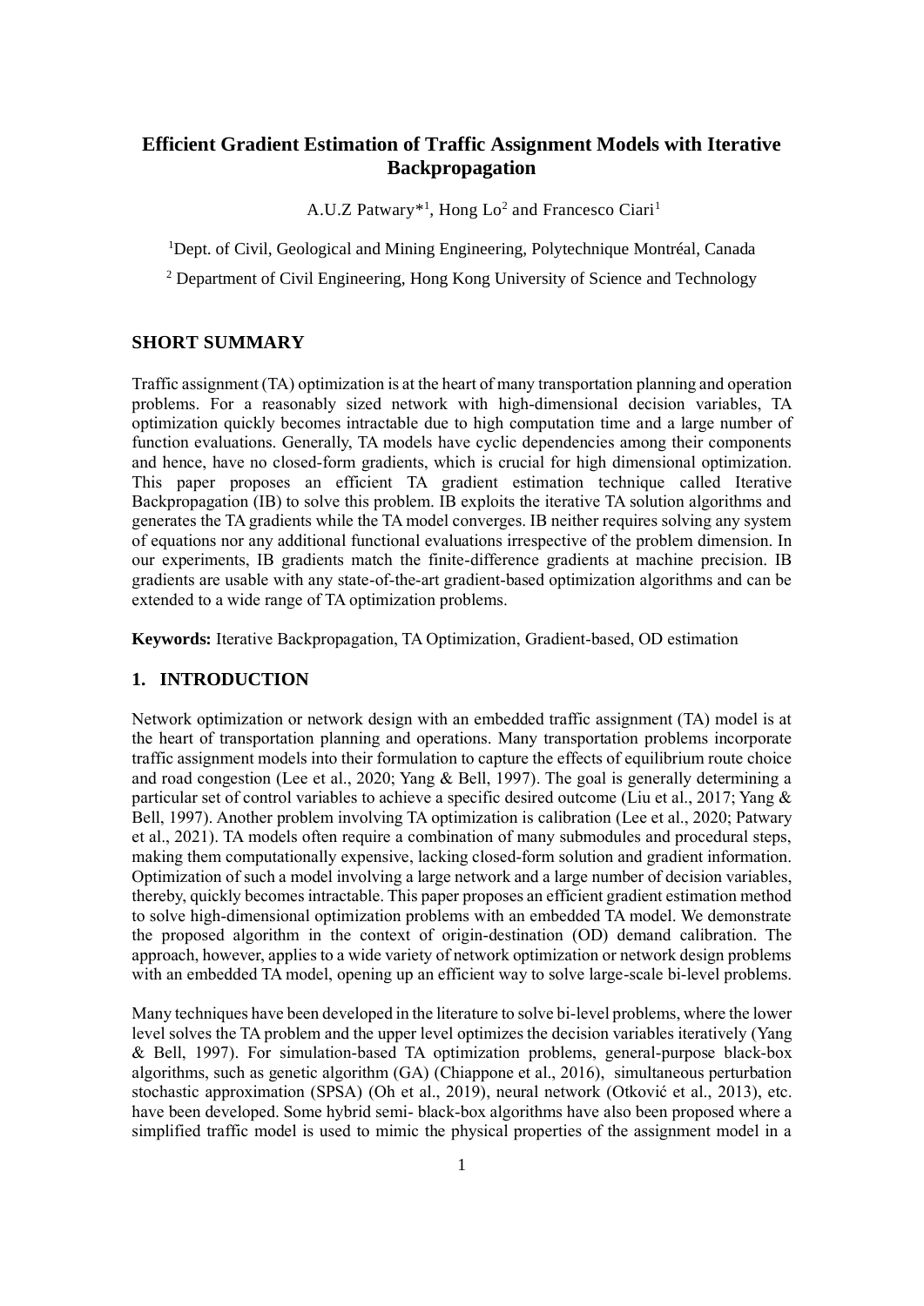# Efficient Gradient Estimation of Traffic Assignment Models with Iterative Backpropagation

A.U.Z Patwary*[1], Hong Lo[2] and Francesco Ciari[1]

[1]Dept. of Civil, Geological and Mining Engineering, Polytechnique Montréal, Canada

[2] Department of Civil Engineering, Hong Kong University of Science and Technology

## SHORT SUMMARY

Traffic assignment (TA) optimization is at the heart of many transportation planning and operation problems. For a reasonably sized network with high-dimensional decision variables, TA optimization quickly becomes intractable due to high computation time and a large number of function evaluations. Generally, TA models have cyclic dependencies among their components and hence, have no closed-form gradients, which is crucial for high dimensional optimization. This paper proposes an efficient TA gradient estimation technique called Iterative Backpropagation (IB) to solve this problem. IB exploits the iterative TA solution algorithms and generates the TA gradients while the TA model converges. IB neither requires solving any system of equations nor any additional functional evaluations irrespective of the problem dimension. In our experiments, IB gradients match the finite-difference gradients at machine precision. IB gradients are usable with any state-of-the-art gradient-based optimization algorithms and can be extended to a wide range of TA optimization problems.

**Keywords:** Iterative Backpropagation, TA Optimization, Gradient-based, OD estimation

## 1. INTRODUCTION

Network optimization or network design with an embedded traffic assignment (TA) model is at the heart of transportation planning and operations. Many transportation problems incorporate traffic assignment models into their formulation to capture the effects of equilibrium route choice and road congestion (Lee et al., 2020; Yang & Bell, 1997). The goal is generally determining a particular set of control variables to achieve a specific desired outcome (Liu et al., 2017; Yang & Bell, 1997). Another problem involving TA optimization is calibration (Lee et al., 2020; Patwary et al., 2021). TA models often require a combination of many submodules and procedural steps, making them computationally expensive, lacking closed-form solution and gradient information. Optimization of such a model involving a large network and a large number of decision variables, thereby, quickly becomes intractable. This paper proposes an efficient gradient estimation method to solve high-dimensional optimization problems with an embedded TA model. We demonstrate the proposed algorithm in the context of origin-destination (OD) demand calibration. The approach, however, applies to a wide variety of network optimization or network design problems with an embedded TA model, opening up an efficient way to solve large-scale bi-level problems.

Many techniques have been developed in the literature to solve bi-level problems, where the lower level solves the TA problem and the upper level optimizes the decision variables iteratively (Yang & Bell, 1997). For simulation-based TA optimization problems, general-purpose black-box algorithms, such as genetic algorithm (GA) (Chiappone et al., 2016), simultaneous perturbation stochastic approximation (SPSA) (Oh et al., 2019), neural network (Otković et al., 2013), etc. have been developed. Some hybrid semi- black-box algorithms have also been proposed where a simplified traffic model is used to mimic the physical properties of the assignment model in a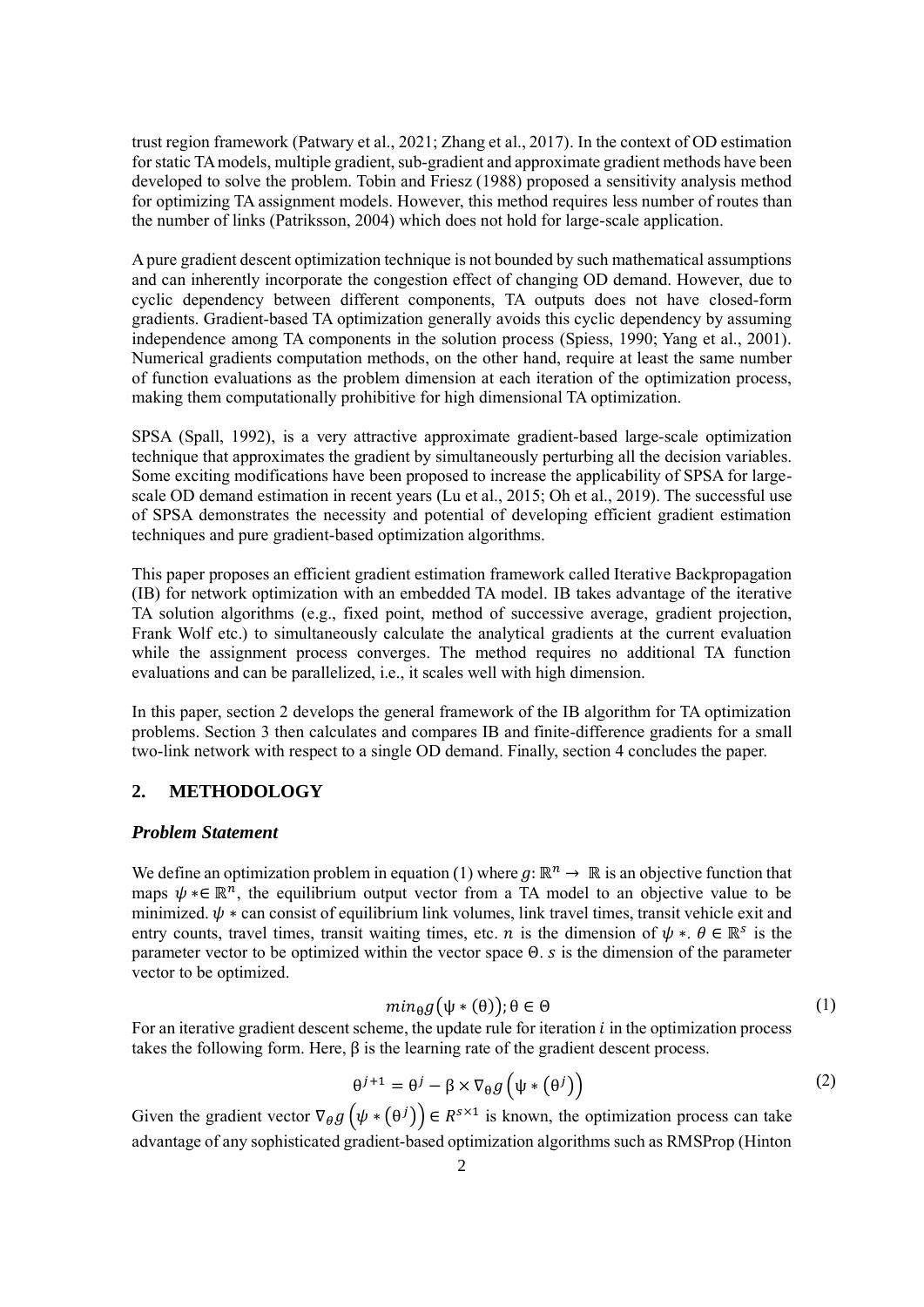trust region framework (Patwary et al., 2021; Zhang et al., 2017). In the context of OD estimation for static TA models, multiple gradient, sub-gradient and approximate gradient methods have been developed to solve the problem. Tobin and Friesz (1988) proposed a sensitivity analysis method for optimizing TA assignment models. However, this method requires less number of routes than the number of links (Patriksson, 2004) which does not hold for large-scale application.

A pure gradient descent optimization technique is not bounded by such mathematical assumptions and can inherently incorporate the congestion effect of changing OD demand. However, due to cyclic dependency between different components, TA outputs does not have closed-form gradients. Gradient-based TA optimization generally avoids this cyclic dependency by assuming independence among TA components in the solution process (Spiess, 1990; Yang et al., 2001). Numerical gradients computation methods, on the other hand, require at least the same number of function evaluations as the problem dimension at each iteration of the optimization process, making them computationally prohibitive for high dimensional TA optimization.

SPSA (Spall, 1992), is a very attractive approximate gradient-based large-scale optimization technique that approximates the gradient by simultaneously perturbing all the decision variables. Some exciting modifications have been proposed to increase the applicability of SPSA for large-scale OD demand estimation in recent years (Lu et al., 2015; Oh et al., 2019). The successful use of SPSA demonstrates the necessity and potential of developing efficient gradient estimation techniques and pure gradient-based optimization algorithms.

This paper proposes an efficient gradient estimation framework called Iterative Backpropagation (IB) for network optimization with an embedded TA model. IB takes advantage of the iterative TA solution algorithms (e.g., fixed point, method of successive average, gradient projection, Frank Wolf etc.) to simultaneously calculate the analytical gradients at the current evaluation while the assignment process converges. The method requires no additional TA function evaluations and can be parallelized, i.e., it scales well with high dimension.

In this paper, section 2 develops the general framework of the IB algorithm for TA optimization problems. Section 3 then calculates and compares IB and finite-difference gradients for a small two-link network with respect to a single OD demand. Finally, section 4 concludes the paper.

## 2. METHODOLOGY

### *Problem Statement*

We define an optimization problem in equation (1) where $g: \mathbb{R}^n \to \mathbb{R}$ is an objective function that maps $\psi * \in \mathbb{R}^n$, the equilibrium output vector from a TA model to an objective value to be minimized. $\psi *$ can consist of equilibrium link volumes, link travel times, transit vehicle exit and entry counts, travel times, transit waiting times, etc. $n$ is the dimension of $\psi *$. $\theta \in \mathbb{R}^s$ is the parameter vector to be optimized within the vector space $\Theta$. $s$ is the dimension of the parameter vector to be optimized.

$$min_{\theta} g\left(\psi * (\theta)\right); \theta \in \Theta \tag{1}$$

For an iterative gradient descent scheme, the update rule for iteration $i$ in the optimization process takes the following form. Here, $\beta$ is the learning rate of the gradient descent process.

$$\theta^{j+1} = \theta^{j} - \beta \times \nabla_{\theta} g\left(\psi * \left(\theta^{j}\right)\right) \tag{2}$$

Given the gradient vector $\nabla_{\theta} g\left(\psi * \left(\theta^{j}\right)\right) \in R^{s \times 1}$ is known, the optimization process can take advantage of any sophisticated gradient-based optimization algorithms such as RMSProp (Hinton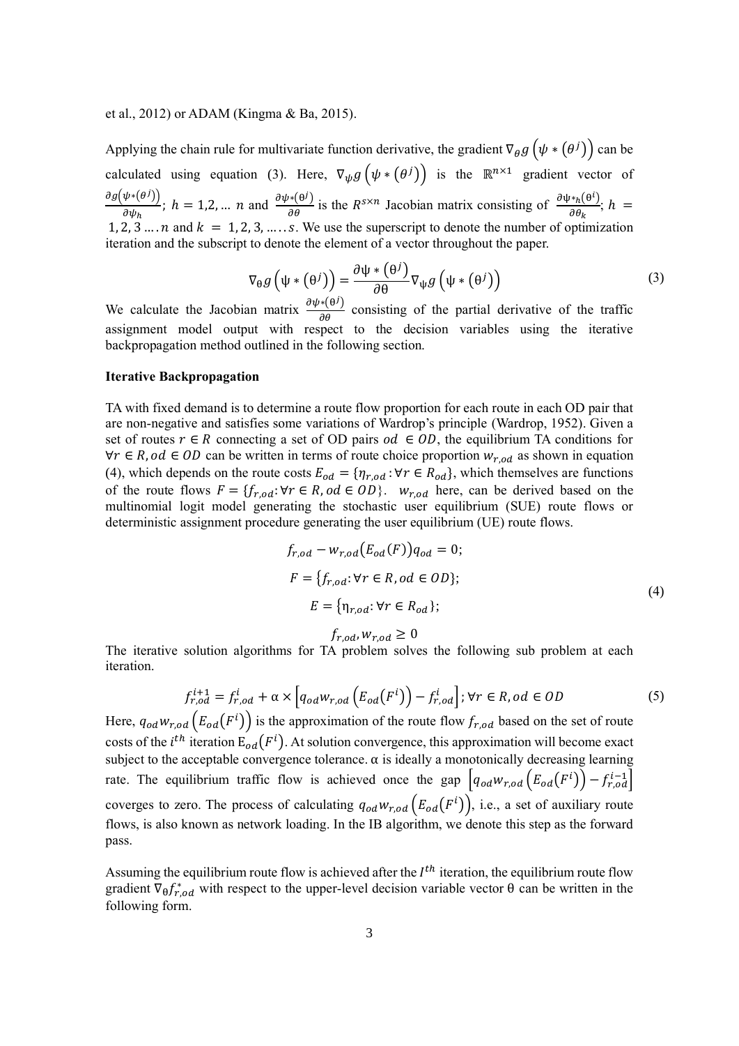et al., 2012) or ADAM (Kingma & Ba, 2015).

Applying the chain rule for multivariate function derivative, the gradient $\nabla_{\theta} g\left(\psi * \left(\theta^{j}\right)\right)$ can be calculated using equation (3). Here, $\nabla_{\psi} g\left(\psi * \left(\theta^{j}\right)\right)$ is the $\mathbb{R}^{n \times 1}$ gradient vector of $\frac{\partial g\left(\psi * \left(\theta^{j}\right)\right)}{\partial \psi_h}$; $h = 1,2, \dots n$ and $\frac{\partial \psi * \left(\theta^{j}\right)}{\partial \theta}$ is the $R^{s \times n}$ Jacobian matrix consisting of $\frac{\partial \psi *_h \left(\theta^{i}\right)}{\partial \theta_k}$; $h = 1, 2, 3 \dots . n$ and $k = 1, 2, 3, \dots . . s$. We use the superscript to denote the number of optimization iteration and the subscript to denote the element of a vector throughout the paper.

$$\nabla_{\theta} g\left(\psi * \left(\theta^{j}\right)\right) = \frac{\partial \psi * \left(\theta^{j}\right)}{\partial \theta} \nabla_{\psi} g\left(\psi * \left(\theta^{j}\right)\right) \tag{3}$$

We calculate the Jacobian matrix $\frac{\partial \psi * \left(\theta^{j}\right)}{\partial \theta}$ consisting of the partial derivative of the traffic assignment model output with respect to the decision variables using the iterative backpropagation method outlined in the following section.

### Iterative Backpropagation

TA with fixed demand is to determine a route flow proportion for each route in each OD pair that are non-negative and satisfies some variations of Wardrop's principle (Wardrop, 1952). Given a set of routes $r \in R$ connecting a set of OD pairs $od \in OD$, the equilibrium TA conditions for $\forall r \in R, od \in OD$ can be written in terms of route choice proportion $w_{r,od}$ as shown in equation (4), which depends on the route costs $E_{od} = \{\eta_{r,od} : \forall r \in R_{od}\}$, which themselves are functions of the route flows $F = \{f_{r,od} : \forall r \in R, od \in OD\}$. $w_{r,od}$ here, can be derived based on the multinomial logit model generating the stochastic user equilibrium (SUE) route flows or deterministic assignment procedure generating the user equilibrium (UE) route flows.

$$\begin{gathered} f_{r,od} - w_{r,od}\left(E_{od}(F)\right) q_{od} = 0; \\ F = \{f_{r,od} : \forall r \in R, od \in OD\}; \\ E = \{\eta_{r,od} : \forall r \in R_{od}\}; \\ f_{r,od}, w_{r,od} \geq 0 \end{gathered} \tag{4}$$

The iterative solution algorithms for TA problem solves the following sub problem at each iteration.

$$f_{r,od}^{i+1} = f_{r,od}^{i} + \alpha \times \left[q_{od} w_{r,od}\left(E_{od}\left(F^{i}\right)\right) - f_{r,od}^{i}\right]; \forall r \in R, od \in OD \tag{5}$$

Here, $q_{od} w_{r,od}\left(E_{od}\left(F^{i}\right)\right)$ is the approximation of the route flow $f_{r,od}$ based on the set of route costs of the $i^{th}$ iteration $\mathrm{E}_{od}\left(F^{i}\right)$. At solution convergence, this approximation will become exact subject to the acceptable convergence tolerance. $\alpha$ is ideally a monotonically decreasing learning rate. The equilibrium traffic flow is achieved once the gap $\left[q_{od} w_{r,od}\left(E_{od}\left(F^{i}\right)\right) - f_{r,od}^{i-1}\right]$ coverges to zero. The process of calculating $q_{od} w_{r,od}\left(E_{od}\left(F^{i}\right)\right)$, i.e., a set of auxiliary route flows, is also known as network loading. In the IB algorithm, we denote this step as the forward pass.

Assuming the equilibrium route flow is achieved after the $I^{th}$ iteration, the equilibrium route flow gradient $\nabla_{\theta} f_{r,od}^{*}$ with respect to the upper-level decision variable vector $\theta$ can be written in the following form.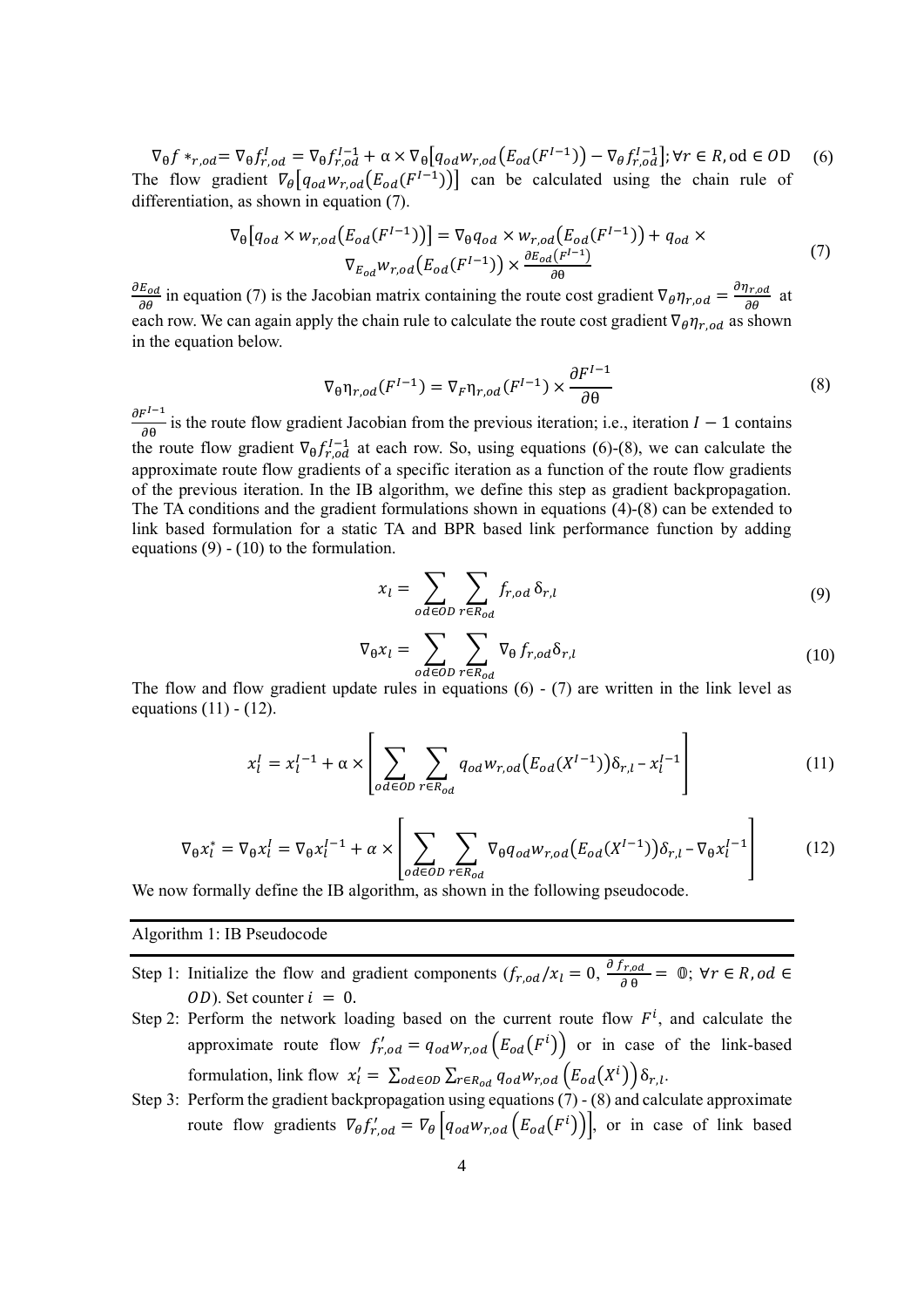$$\nabla_\theta f*_{r,od} = \nabla_\theta f_{r,od}^{I} = \nabla_\theta f_{r,od}^{I-1} + \alpha \times \nabla_\theta\left[q_{od} w_{r,od}\left(E_{od}(F^{I-1})\right) - \nabla_\theta f_{r,od}^{I-1}\right]; \forall r \in R, \text{od} \in OD \quad (6)$$

The flow gradient $\nabla_\theta\left[q_{od} w_{r,od}\left(E_{od}(F^{I-1})\right)\right]$ can be calculated using the chain rule of differentiation, as shown in equation (7).

$$\nabla_\theta\left[q_{od} \times w_{r,od}\left(E_{od}(F^{I-1})\right)\right] = \nabla_\theta q_{od} \times w_{r,od}\left(E_{od}(F^{I-1})\right) + q_{od} \times \nabla_{E_{od}} w_{r,od}\left(E_{od}(F^{I-1})\right) \times \frac{\partial E_{od}(F^{I-1})}{\partial \theta} \quad (7)$$

$\frac{\partial E_{od}}{\partial \theta}$ in equation (7) is the Jacobian matrix containing the route cost gradient $\nabla_\theta \eta_{r,od} = \frac{\partial \eta_{r,od}}{\partial \theta}$ at each row. We can again apply the chain rule to calculate the route cost gradient $\nabla_\theta \eta_{r,od}$ as shown in the equation below.

$$\nabla_\theta \eta_{r,od}(F^{I-1}) = \nabla_F \eta_{r,od}(F^{I-1}) \times \frac{\partial F^{I-1}}{\partial \theta} \quad (8)$$

$\frac{\partial F^{I-1}}{\partial \theta}$ is the route flow gradient Jacobian from the previous iteration; i.e., iteration $I-1$ contains the route flow gradient $\nabla_\theta f_{r,od}^{I-1}$ at each row. So, using equations (6)-(8), we can calculate the approximate route flow gradients of a specific iteration as a function of the route flow gradients of the previous iteration. In the IB algorithm, we define this step as gradient backpropagation. The TA conditions and the gradient formulations shown in equations (4)-(8) can be extended to link based formulation for a static TA and BPR based link performance function by adding equations (9) - (10) to the formulation.

$$x_l = \sum_{od \in OD} \sum_{r \in R_{od}} f_{r,od}\, \delta_{r,l} \quad (9)$$

$$\nabla_\theta x_l = \sum_{od \in OD} \sum_{r \in R_{od}} \nabla_\theta f_{r,od} \delta_{r,l} \quad (10)$$

The flow and flow gradient update rules in equations (6) - (7) are written in the link level as equations (11) - (12).

$$x_l^I = x_l^{I-1} + \alpha \times \left[\sum_{od \in OD} \sum_{r \in R_{od}} q_{od} w_{r,od}\left(E_{od}(X^{I-1})\right)\delta_{r,l} - x_l^{I-1}\right] \quad (11)$$

$$\nabla_\theta x_l^* = \nabla_\theta x_l^I = \nabla_\theta x_l^{I-1} + \alpha \times \left[\sum_{od \in OD} \sum_{r \in R_{od}} \nabla_\theta q_{od} w_{r,od}\left(E_{od}(X^{I-1})\right)\delta_{r,l} - \nabla_\theta x_l^{I-1}\right] \quad (12)$$

We now formally define the IB algorithm, as shown in the following pseudocode.

---

Algorithm 1: IB Pseudocode

---

Step 1: Initialize the flow and gradient components ($f_{r,od}/x_l = 0$, $\frac{\partial f_{r,od}}{\partial \theta} = \mathbb{0}$; $\forall r \in R, od \in OD$). Set counter $i = 0$.

Step 2: Perform the network loading based on the current route flow $F^i$, and calculate the approximate route flow $f'_{r,od} = q_{od} w_{r,od}\left(E_{od}(F^i)\right)$ or in case of the link-based formulation, link flow $x'_l = \sum_{od \in OD} \sum_{r \in R_{od}} q_{od} w_{r,od}\left(E_{od}(X^i)\right)\delta_{r,l}$.

Step 3: Perform the gradient backpropagation using equations (7) - (8) and calculate approximate route flow gradients $\nabla_\theta f'_{r,od} = \nabla_\theta\left[q_{od} w_{r,od}\left(E_{od}(F^i)\right)\right]$, or in case of link based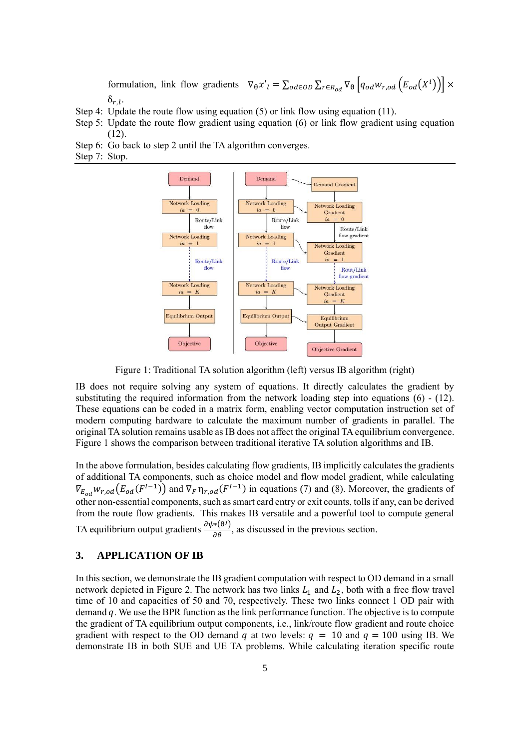formulation, link flow gradients $\nabla_\theta x'_l = \sum_{od \in OD} \sum_{r \in R_{od}} \nabla_\theta \left[ q_{od} w_{r,od} \left( E_{od}(X^i) \right) \right] \times \delta_{r,l}$.

Step 4: Update the route flow using equation (5) or link flow using equation (11).

Step 5: Update the route flow gradient using equation (6) or link flow gradient using equation (12).

Step 6: Go back to step 2 until the TA algorithm converges.

Step 7: Stop.

Figure 1: Traditional TA solution algorithm (left) versus IB algorithm (right)

IB does not require solving any system of equations. It directly calculates the gradient by substituting the required information from the network loading step into equations (6) - (12). These equations can be coded in a matrix form, enabling vector computation instruction set of modern computing hardware to calculate the maximum number of gradients in parallel. The original TA solution remains usable as IB does not affect the original TA equilibrium convergence. Figure 1 shows the comparison between traditional iterative TA solution algorithms and IB.

In the above formulation, besides calculating flow gradients, IB implicitly calculates the gradients of additional TA components, such as choice model and flow model gradient, while calculating $\nabla_{E_{od}} w_{r,od}\left(E_{od}(F^{I-1})\right)$ and $\nabla_F \eta_{r,od}(F^{I-1})$ in equations (7) and (8). Moreover, the gradients of other non-essential components, such as smart card entry or exit counts, tolls if any, can be derived from the route flow gradients. This makes IB versatile and a powerful tool to compute general TA equilibrium output gradients $\frac{\partial \psi_*(\theta^j)}{\partial \theta}$, as discussed in the previous section.

## 3. APPLICATION OF IB

In this section, we demonstrate the IB gradient computation with respect to OD demand in a small network depicted in Figure 2. The network has two links $L_1$ and $L_2$, both with a free flow travel time of 10 and capacities of 50 and 70, respectively. These two links connect 1 OD pair with demand $q$. We use the BPR function as the link performance function. The objective is to compute the gradient of TA equilibrium output components, i.e., link/route flow gradient and route choice gradient with respect to the OD demand $q$ at two levels: $q = 10$ and $q = 100$ using IB. We demonstrate IB in both SUE and UE TA problems. While calculating iteration specific route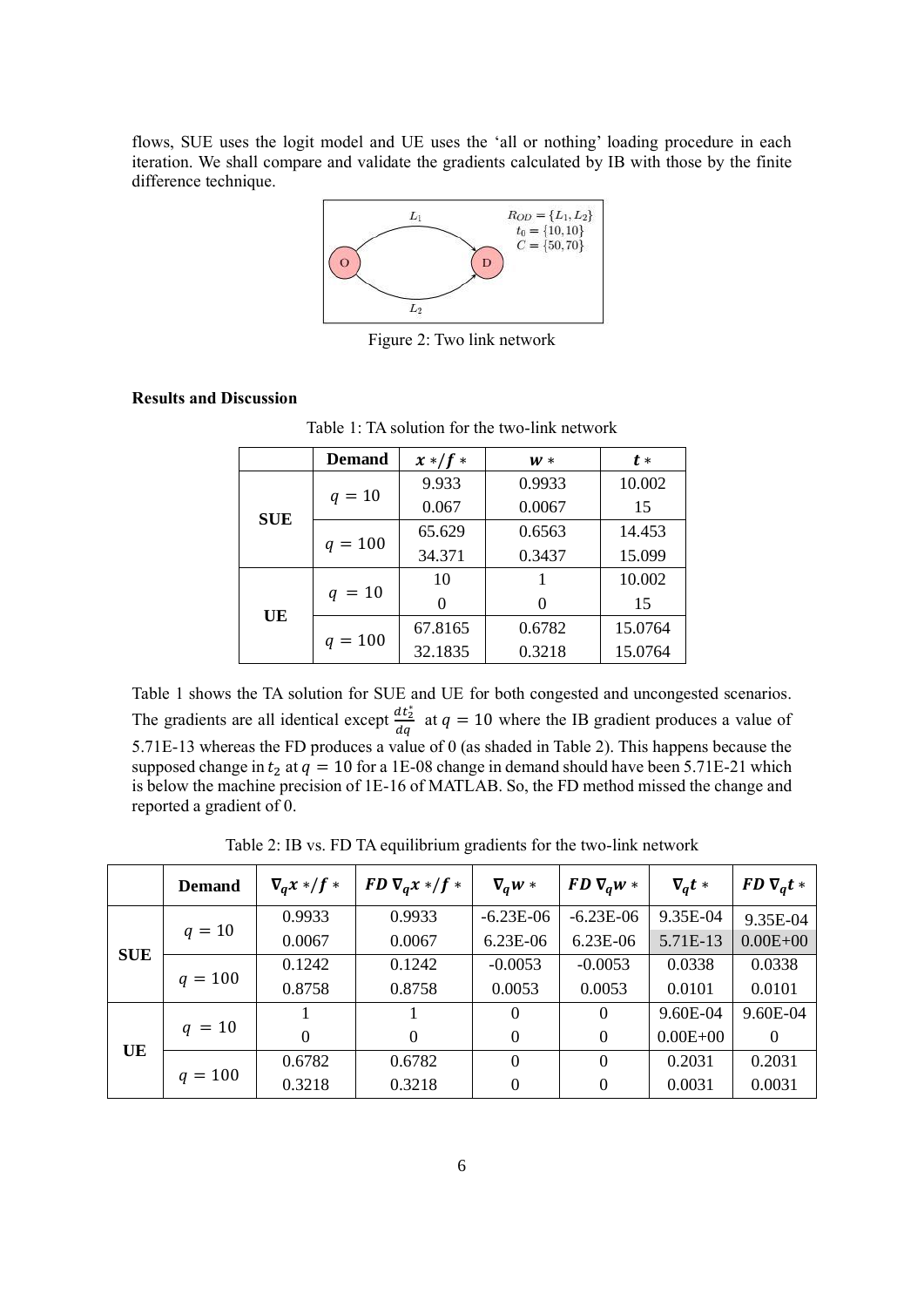flows, SUE uses the logit model and UE uses the 'all or nothing' loading procedure in each iteration. We shall compare and validate the gradients calculated by IB with those by the finite difference technique.

Figure 2: Two link network

**Results and Discussion**

Table 1: TA solution for the two-link network

| | Demand | $x*/f*$ | $w*$ | $t*$ |
|---|---|---|---|---|
| SUE | $q = 10$ | 9.933 | 0.9933 | 10.002 |
| | | 0.067 | 0.0067 | 15 |
| | $q = 100$ | 65.629 | 0.6563 | 14.453 |
| | | 34.371 | 0.3437 | 15.099 |
| UE | $q = 10$ | 10 | 1 | 10.002 |
| | | 0 | 0 | 15 |
| | $q = 100$ | 67.8165 | 0.6782 | 15.0764 |
| | | 32.1835 | 0.3218 | 15.0764 |

Table 1 shows the TA solution for SUE and UE for both congested and uncongested scenarios. The gradients are all identical except $\frac{dt_2^*}{dq}$ at $q = 10$ where the IB gradient produces a value of 5.71E-13 whereas the FD produces a value of 0 (as shaded in Table 2). This happens because the supposed change in $t_2$ at $q = 10$ for a 1E-08 change in demand should have been 5.71E-21 which is below the machine precision of 1E-16 of MATLAB. So, the FD method missed the change and reported a gradient of 0.

Table 2: IB vs. FD TA equilibrium gradients for the two-link network

| | Demand | $\nabla_q x*/f*$ | $FD\ \nabla_q x*/f*$ | $\nabla_q w*$ | $FD\ \nabla_q w*$ | $\nabla_q t*$ | $FD\ \nabla_q t*$ |
|---|---|---|---|---|---|---|---|
| SUE | $q = 10$ | 0.9933 | 0.9933 | -6.23E-06 | -6.23E-06 | 9.35E-04 | 9.35E-04 |
| | | 0.0067 | 0.0067 | 6.23E-06 | 6.23E-06 | 5.71E-13 | 0.00E+00 |
| | $q = 100$ | 0.1242 | 0.1242 | -0.0053 | -0.0053 | 0.0338 | 0.0338 |
| | | 0.8758 | 0.8758 | 0.0053 | 0.0053 | 0.0101 | 0.0101 |
| UE | $q = 10$ | 1 | 1 | 0 | 0 | 9.60E-04 | 9.60E-04 |
| | | 0 | 0 | 0 | 0 | 0.00E+00 | 0 |
| | $q = 100$ | 0.6782 | 0.6782 | 0 | 0 | 0.2031 | 0.2031 |
| | | 0.3218 | 0.3218 | 0 | 0 | 0.0031 | 0.0031 |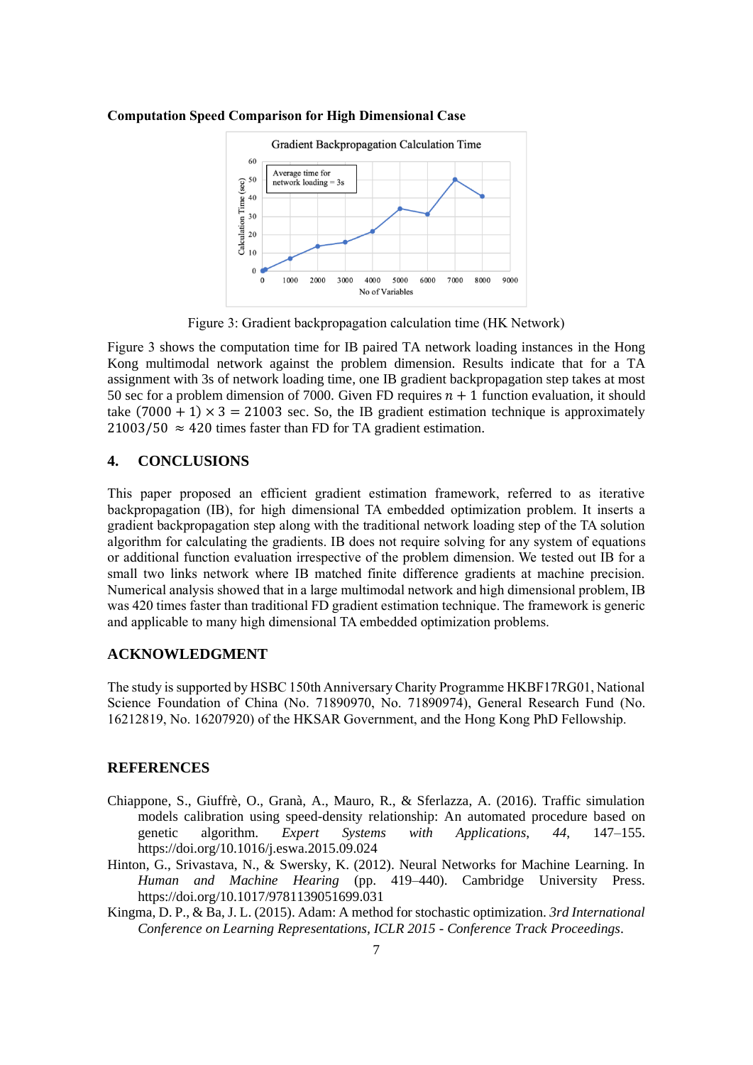**Computation Speed Comparison for High Dimensional Case**

Figure 3: Gradient backpropagation calculation time (HK Network)

Figure 3 shows the computation time for IB paired TA network loading instances in the Hong Kong multimodal network against the problem dimension. Results indicate that for a TA assignment with 3s of network loading time, one IB gradient backpropagation step takes at most 50 sec for a problem dimension of 7000. Given FD requires $n + 1$ function evaluation, it should take $(7000 + 1) \times 3 = 21003$ sec. So, the IB gradient estimation technique is approximately $21003/50 \approx 420$ times faster than FD for TA gradient estimation.

## 4. CONCLUSIONS

This paper proposed an efficient gradient estimation framework, referred to as iterative backpropagation (IB), for high dimensional TA embedded optimization problem. It inserts a gradient backpropagation step along with the traditional network loading step of the TA solution algorithm for calculating the gradients. IB does not require solving for any system of equations or additional function evaluation irrespective of the problem dimension. We tested out IB for a small two links network where IB matched finite difference gradients at machine precision. Numerical analysis showed that in a large multimodal network and high dimensional problem, IB was 420 times faster than traditional FD gradient estimation technique. The framework is generic and applicable to many high dimensional TA embedded optimization problems.

## ACKNOWLEDGMENT

The study is supported by HSBC 150th Anniversary Charity Programme HKBF17RG01, National Science Foundation of China (No. 71890970, No. 71890974), General Research Fund (No. 16212819, No. 16207920) of the HKSAR Government, and the Hong Kong PhD Fellowship.

## REFERENCES

Chiappone, S., Giuffrè, O., Granà, A., Mauro, R., & Sferlazza, A. (2016). Traffic simulation models calibration using speed-density relationship: An automated procedure based on genetic algorithm. *Expert Systems with Applications*, *44*, 147–155. https://doi.org/10.1016/j.eswa.2015.09.024

Hinton, G., Srivastava, N., & Swersky, K. (2012). Neural Networks for Machine Learning. In *Human and Machine Hearing* (pp. 419–440). Cambridge University Press. https://doi.org/10.1017/9781139051699.031

Kingma, D. P., & Ba, J. L. (2015). Adam: A method for stochastic optimization. *3rd International Conference on Learning Representations, ICLR 2015 - Conference Track Proceedings*.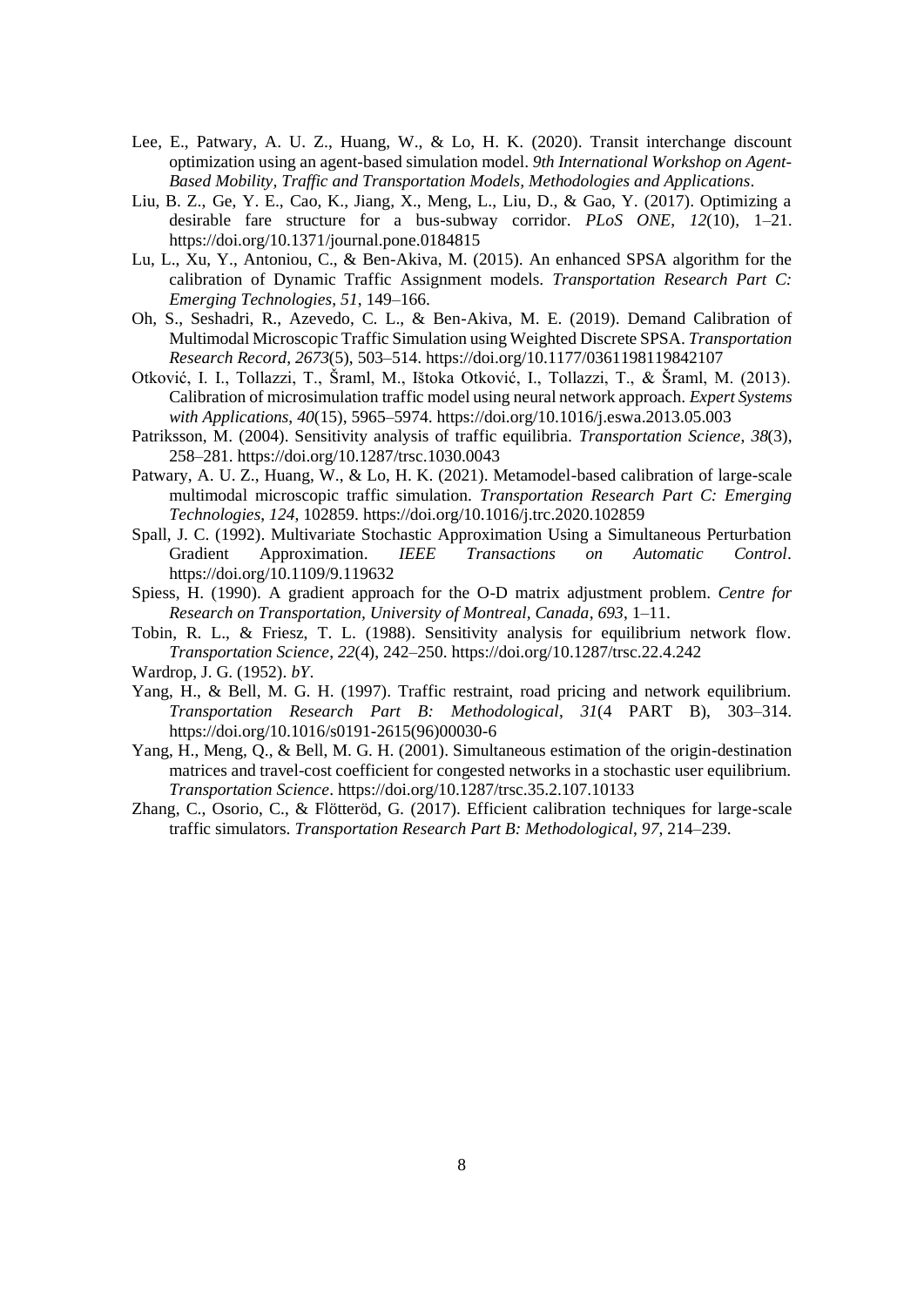Lee, E., Patwary, A. U. Z., Huang, W., & Lo, H. K. (2020). Transit interchange discount optimization using an agent-based simulation model. *9th International Workshop on Agent-Based Mobility, Traffic and Transportation Models, Methodologies and Applications*.

Liu, B. Z., Ge, Y. E., Cao, K., Jiang, X., Meng, L., Liu, D., & Gao, Y. (2017). Optimizing a desirable fare structure for a bus-subway corridor. *PLoS ONE*, *12*(10), 1–21. https://doi.org/10.1371/journal.pone.0184815

Lu, L., Xu, Y., Antoniou, C., & Ben-Akiva, M. (2015). An enhanced SPSA algorithm for the calibration of Dynamic Traffic Assignment models. *Transportation Research Part C: Emerging Technologies*, *51*, 149–166.

Oh, S., Seshadri, R., Azevedo, C. L., & Ben-Akiva, M. E. (2019). Demand Calibration of Multimodal Microscopic Traffic Simulation using Weighted Discrete SPSA. *Transportation Research Record*, *2673*(5), 503–514. https://doi.org/10.1177/0361198119842107

Otković, I. I., Tollazzi, T., Šraml, M., Ištoka Otković, I., Tollazzi, T., & Šraml, M. (2013). Calibration of microsimulation traffic model using neural network approach. *Expert Systems with Applications*, *40*(15), 5965–5974. https://doi.org/10.1016/j.eswa.2013.05.003

Patriksson, M. (2004). Sensitivity analysis of traffic equilibria. *Transportation Science*, *38*(3), 258–281. https://doi.org/10.1287/trsc.1030.0043

Patwary, A. U. Z., Huang, W., & Lo, H. K. (2021). Metamodel-based calibration of large-scale multimodal microscopic traffic simulation. *Transportation Research Part C: Emerging Technologies*, *124*, 102859. https://doi.org/10.1016/j.trc.2020.102859

Spall, J. C. (1992). Multivariate Stochastic Approximation Using a Simultaneous Perturbation Gradient Approximation. *IEEE Transactions on Automatic Control*. https://doi.org/10.1109/9.119632

Spiess, H. (1990). A gradient approach for the O-D matrix adjustment problem. *Centre for Research on Transportation, University of Montreal, Canada*, *693*, 1–11.

Tobin, R. L., & Friesz, T. L. (1988). Sensitivity analysis for equilibrium network flow. *Transportation Science*, *22*(4), 242–250. https://doi.org/10.1287/trsc.22.4.242

Wardrop, J. G. (1952). *bY*.

Yang, H., & Bell, M. G. H. (1997). Traffic restraint, road pricing and network equilibrium. *Transportation Research Part B: Methodological*, *31*(4 PART B), 303–314. https://doi.org/10.1016/s0191-2615(96)00030-6

Yang, H., Meng, Q., & Bell, M. G. H. (2001). Simultaneous estimation of the origin-destination matrices and travel-cost coefficient for congested networks in a stochastic user equilibrium. *Transportation Science*. https://doi.org/10.1287/trsc.35.2.107.10133

Zhang, C., Osorio, C., & Flötteröd, G. (2017). Efficient calibration techniques for large-scale traffic simulators. *Transportation Research Part B: Methodological*, *97*, 214–239.